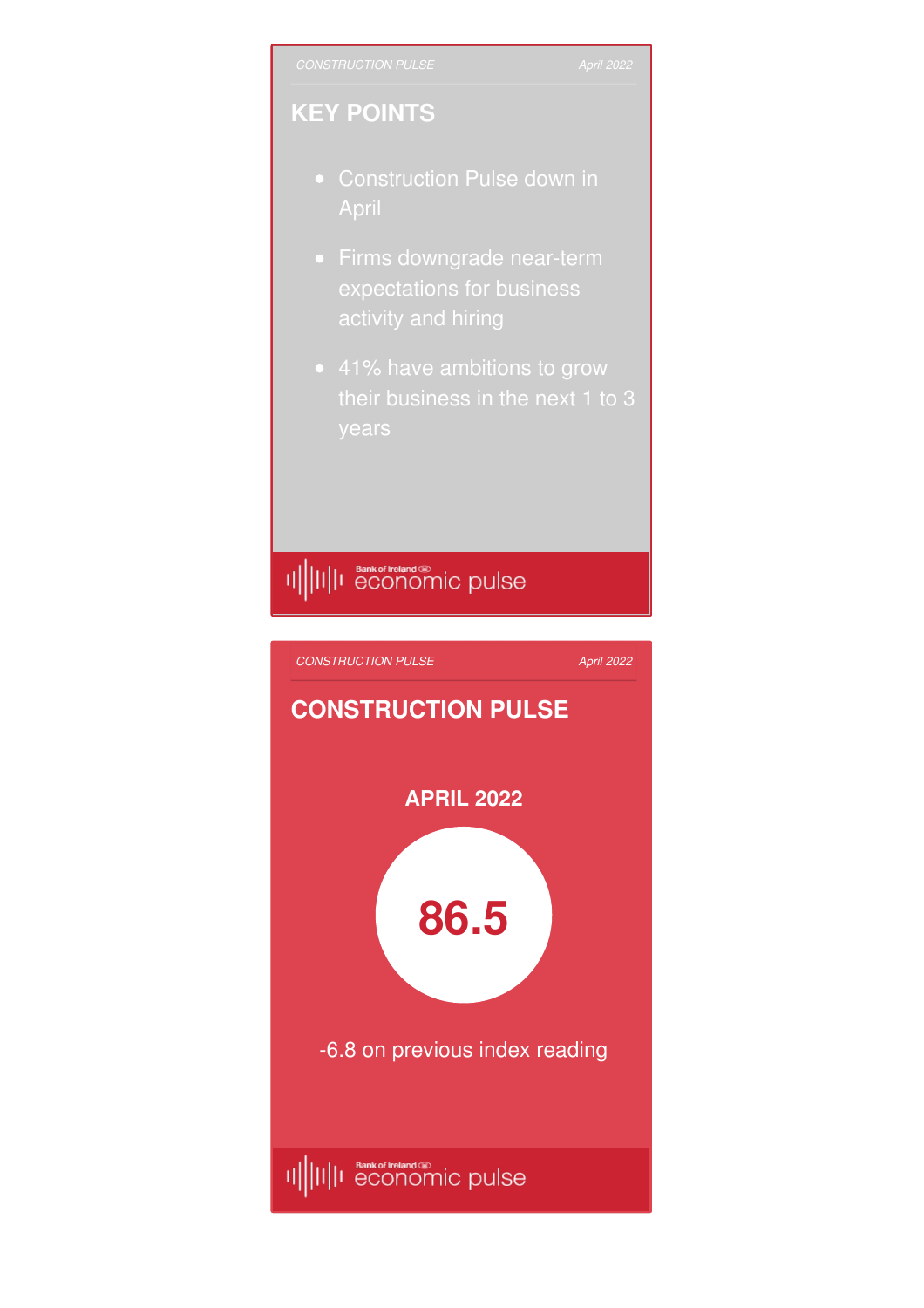## KEY POINTS

- Construction Pulse down in April
- Firms downgrade near-term expectations for business activity and hiring
- 41% have ambitions to grow their business in the next 1 to 3 years

## CONSTRUCTION PULSE

**APRIL 2022**

**86.5**

-6.8 on previous index reading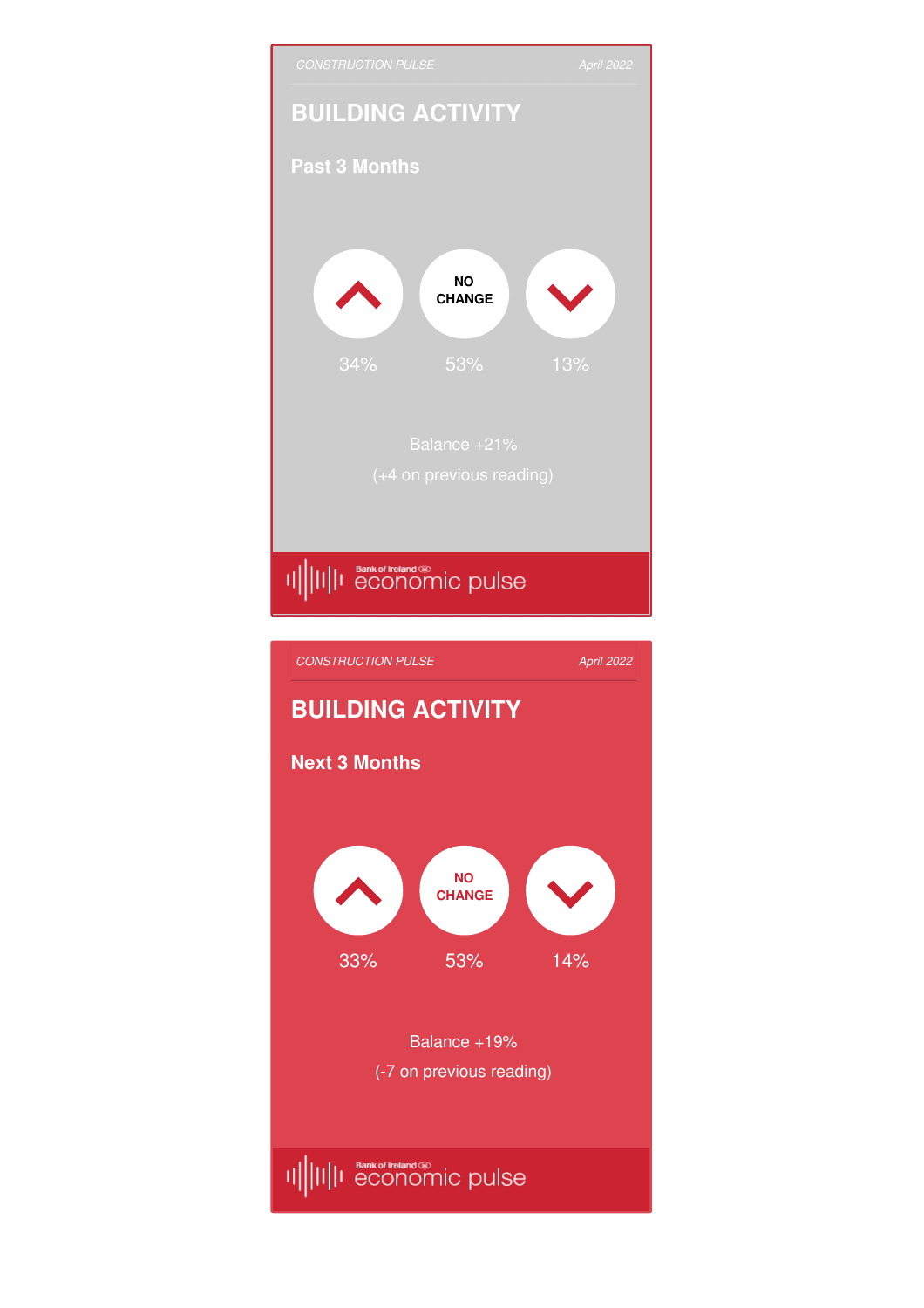CONSTRUCTION PULSE April 2022

## BUILDING ACTIVITY

### Past 3 Months

| Up | NO CHANGE | Down |
|---|---|---|
| 34% | 53% | 13% |

Balance +21%

(+4 on previous reading)

Bank of Ireland economic pulse

CONSTRUCTION PULSE April 2022

## BUILDING ACTIVITY

### Next 3 Months

| Up | NO CHANGE | Down |
|---|---|---|
| 33% | 53% | 14% |

Balance +19%

(-7 on previous reading)

Bank of Ireland economic pulse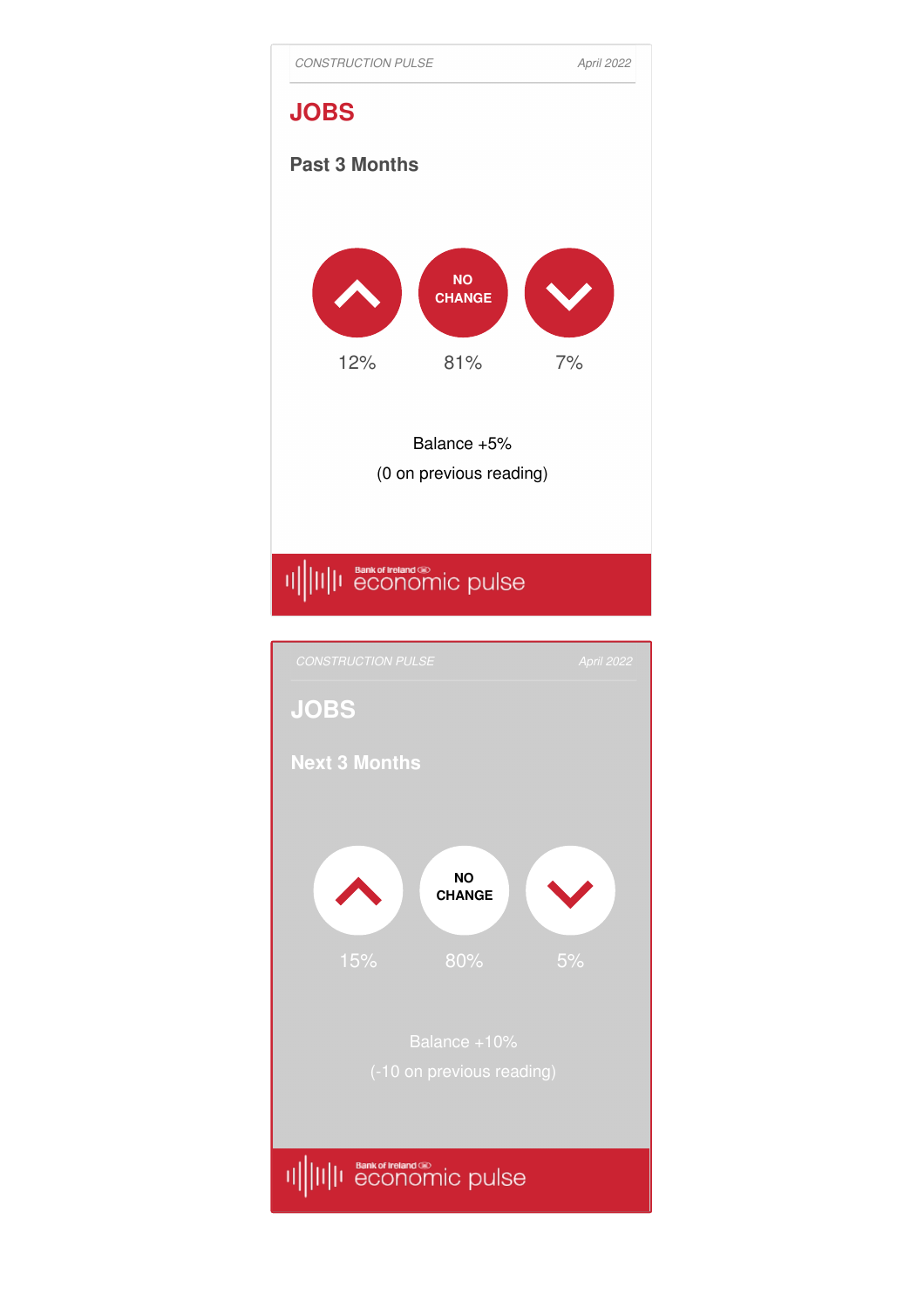CONSTRUCTION PULSE — April 2022

## JOBS

### Past 3 Months

| Up | No Change | Down |
|---|---|---|
| 12% | 81% | 7% |

Balance +5%

(0 on previous reading)

Bank of Ireland economic pulse

CONSTRUCTION PULSE — April 2022

## JOBS

### Next 3 Months

| Up | No Change | Down |
|---|---|---|
| 15% | 80% | 5% |

Balance +10%

(-10 on previous reading)

Bank of Ireland economic pulse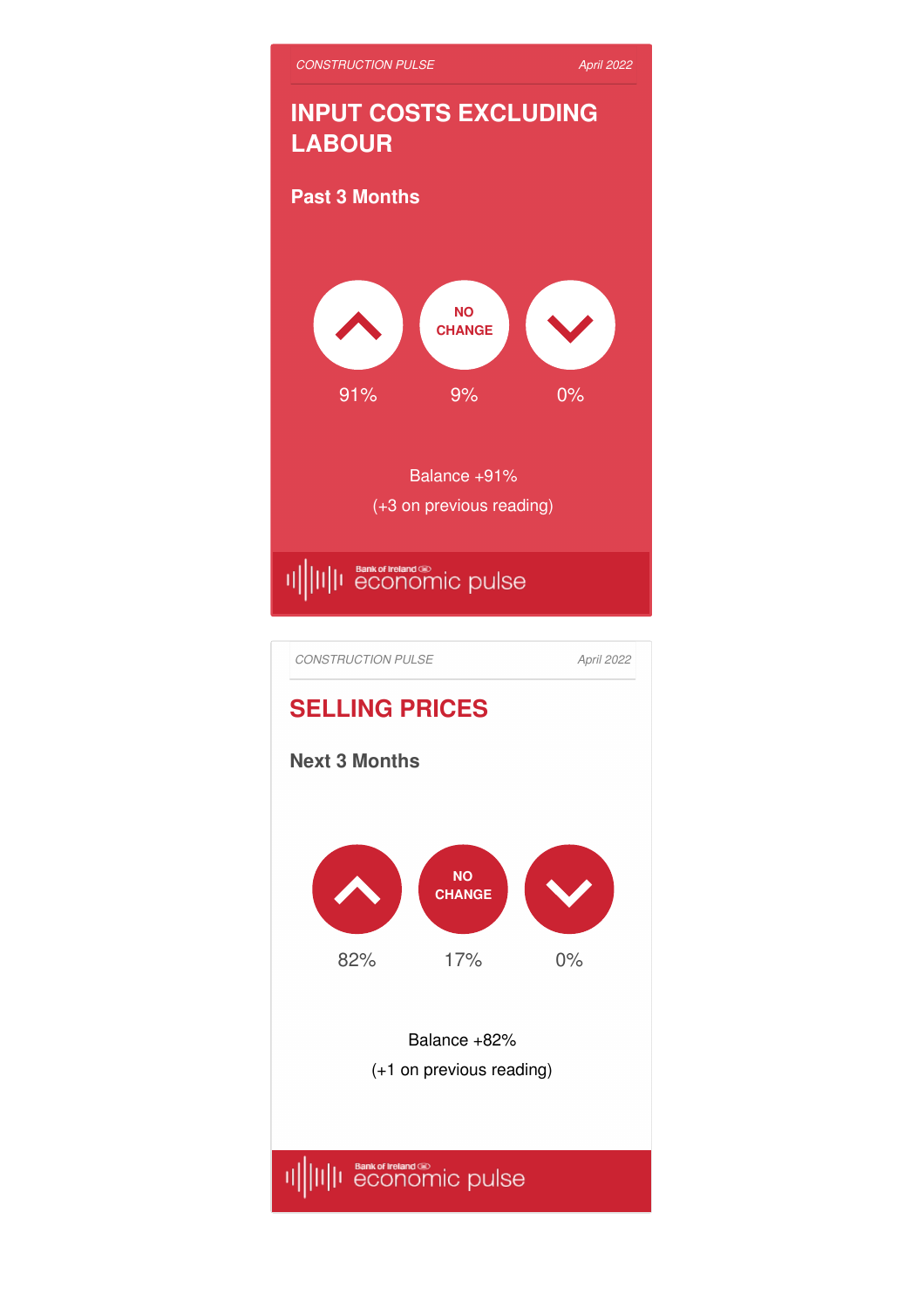CONSTRUCTION PULSE — April 2022

## INPUT COSTS EXCLUDING LABOUR

### Past 3 Months

| Up | NO CHANGE | Down |
|---|---|---|
| 91% | 9% | 0% |

Balance +91%
(+3 on previous reading)

Bank of Ireland economic pulse

CONSTRUCTION PULSE — April 2022

## SELLING PRICES

### Next 3 Months

| Up | NO CHANGE | Down |
|---|---|---|
| 82% | 17% | 0% |

Balance +82%
(+1 on previous reading)

Bank of Ireland economic pulse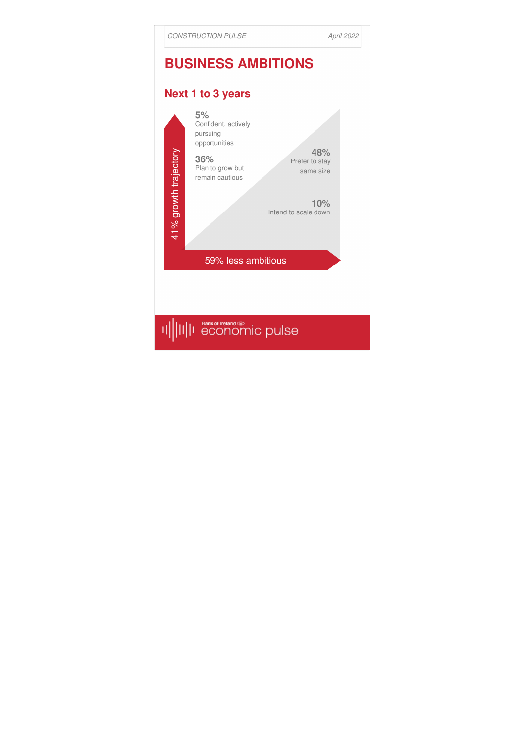# BUSINESS AMBITIONS

## Next 1 to 3 years

41% growth trajectory

**5%**
Confident, actively pursuing opportunities

**36%**
Plan to grow but remain cautious

**48%**
Prefer to stay same size

**10%**
Intend to scale down

59% less ambitious

Bank of Ireland economic pulse